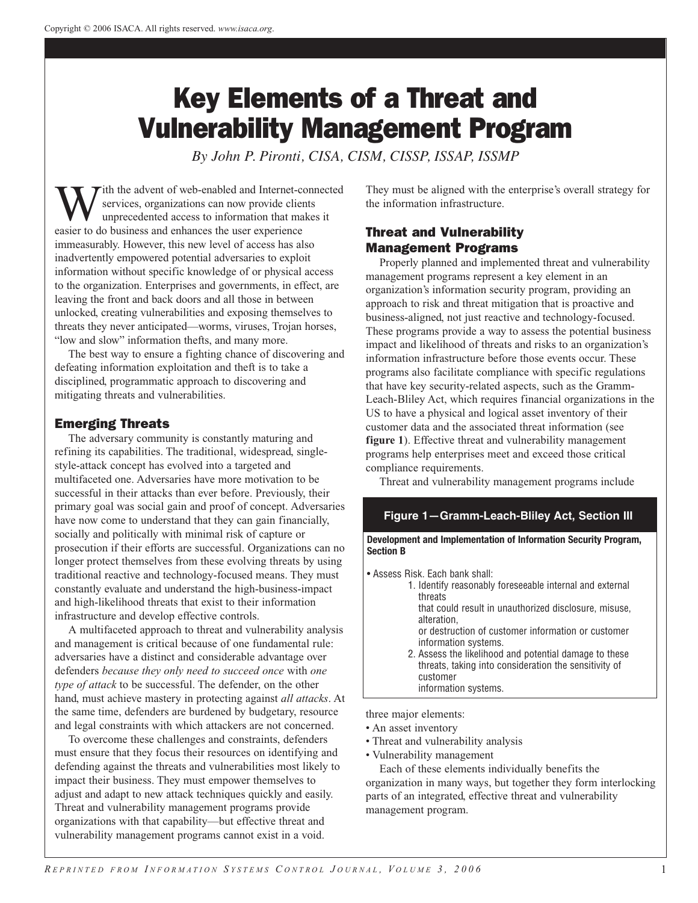# Key Elements of a Threat and Vulnerability Management Program

*By John P. Pironti, CISA, CISM, CISSP, ISSAP, ISSMP*

With the advent of web-enabled and Internet-connected services, organizations can now provide clients unprecedented access to information that makes it easier to do business and enhances the user experience immeasurably. However, this new level of access has also inadvertently empowered potential adversaries to exploit information without specific knowledge of or physical access to the organization. Enterprises and governments, in effect, are leaving the front and back doors and all those in between unlocked, creating vulnerabilities and exposing themselves to threats they never anticipated—worms, viruses, Trojan horses, "low and slow" information thefts, and many more.

The best way to ensure a fighting chance of discovering and defeating information exploitation and theft is to take a disciplined, programmatic approach to discovering and mitigating threats and vulnerabilities.

## Emerging Threats

The adversary community is constantly maturing and refining its capabilities. The traditional, widespread, single-style-attack concept has evolved into a targeted and multifaceted one. Adversaries have more motivation to be successful in their attacks than ever before. Previously, their primary goal was social gain and proof of concept. Adversaries have now come to understand that they can gain financially, socially and politically with minimal risk of capture or prosecution if their efforts are successful. Organizations can no longer protect themselves from these evolving threats by using traditional reactive and technology-focused means. They must constantly evaluate and understand the high-business-impact and high-likelihood threats that exist to their information infrastructure and develop effective controls.

A multifaceted approach to threat and vulnerability analysis and management is critical because of one fundamental rule: adversaries have a distinct and considerable advantage over defenders *because they only need to succeed once* with *one type of attack* to be successful. The defender, on the other hand, must achieve mastery in protecting against *all attacks*. At the same time, defenders are burdened by budgetary, resource and legal constraints with which attackers are not concerned.

To overcome these challenges and constraints, defenders must ensure that they focus their resources on identifying and defending against the threats and vulnerabilities most likely to impact their business. They must empower themselves to adjust and adapt to new attack techniques quickly and easily. Threat and vulnerability management programs provide organizations with that capability—but effective threat and vulnerability management programs cannot exist in a void. They must be aligned with the enterprise's overall strategy for the information infrastructure.

## Threat and Vulnerability Management Programs

Properly planned and implemented threat and vulnerability management programs represent a key element in an organization's information security program, providing an approach to risk and threat mitigation that is proactive and business-aligned, not just reactive and technology-focused. These programs provide a way to assess the potential business impact and likelihood of threats and risks to an organization's information infrastructure before those events occur. These programs also facilitate compliance with specific regulations that have key security-related aspects, such as the Gramm-Leach-Bliley Act, which requires financial organizations in the US to have a physical and logical asset inventory of their customer data and the associated threat information (see **figure 1**). Effective threat and vulnerability management programs help enterprises meet and exceed those critical compliance requirements.

Threat and vulnerability management programs include three major elements:

- An asset inventory
- Threat and vulnerability analysis
- Vulnerability management

Each of these elements individually benefits the organization in many ways, but together they form interlocking parts of an integrated, effective threat and vulnerability management program.

**Figure 1—Gramm-Leach-Bliley Act, Section III**

**Development and Implementation of Information Security Program, Section B**

- Assess Risk. Each bank shall:
  1. Identify reasonably foreseeable internal and external threats that could result in unauthorized disclosure, misuse, alteration, or destruction of customer information or customer information systems.
  2. Assess the likelihood and potential damage to these threats, taking into consideration the sensitivity of customer information systems.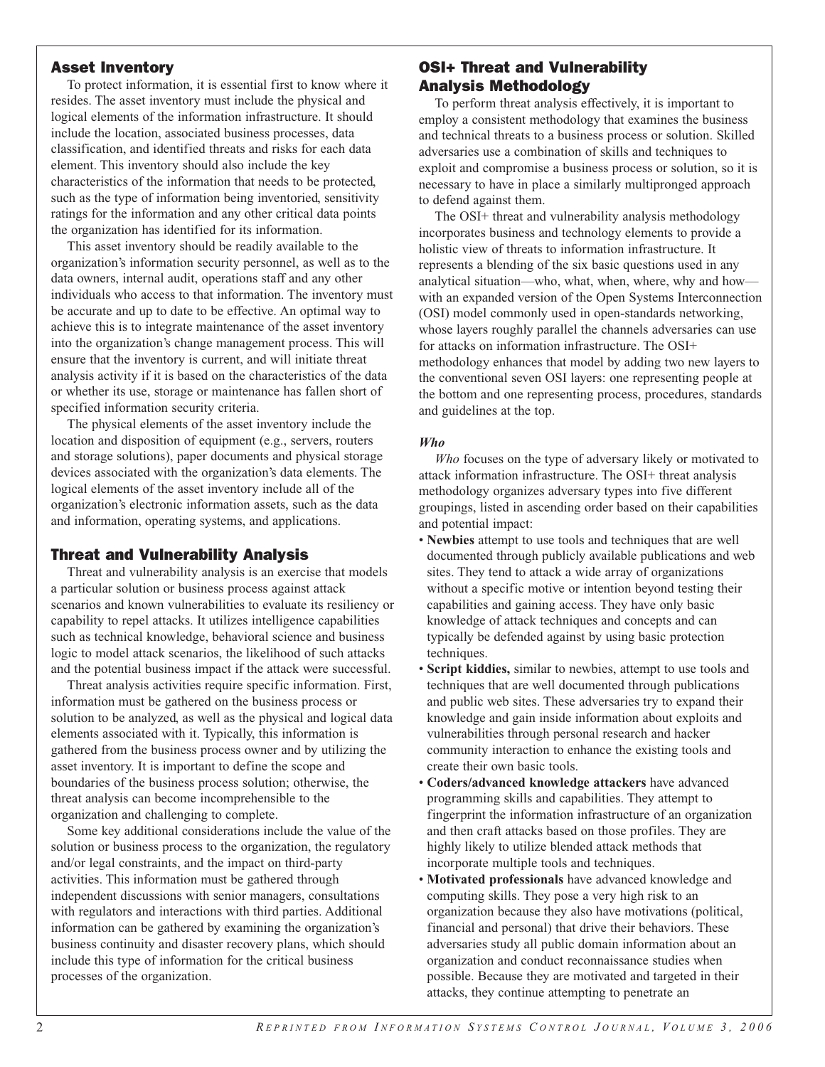## Asset Inventory

To protect information, it is essential first to know where it resides. The asset inventory must include the physical and logical elements of the information infrastructure. It should include the location, associated business processes, data classification, and identified threats and risks for each data element. This inventory should also include the key characteristics of the information that needs to be protected, such as the type of information being inventoried, sensitivity ratings for the information and any other critical data points the organization has identified for its information.

This asset inventory should be readily available to the organization's information security personnel, as well as to the data owners, internal audit, operations staff and any other individuals who access to that information. The inventory must be accurate and up to date to be effective. An optimal way to achieve this is to integrate maintenance of the asset inventory into the organization's change management process. This will ensure that the inventory is current, and will initiate threat analysis activity if it is based on the characteristics of the data or whether its use, storage or maintenance has fallen short of specified information security criteria.

The physical elements of the asset inventory include the location and disposition of equipment (e.g., servers, routers and storage solutions), paper documents and physical storage devices associated with the organization's data elements. The logical elements of the asset inventory include all of the organization's electronic information assets, such as the data and information, operating systems, and applications.

## Threat and Vulnerability Analysis

Threat and vulnerability analysis is an exercise that models a particular solution or business process against attack scenarios and known vulnerabilities to evaluate its resiliency or capability to repel attacks. It utilizes intelligence capabilities such as technical knowledge, behavioral science and business logic to model attack scenarios, the likelihood of such attacks and the potential business impact if the attack were successful.

Threat analysis activities require specific information. First, information must be gathered on the business process or solution to be analyzed, as well as the physical and logical data elements associated with it. Typically, this information is gathered from the business process owner and by utilizing the asset inventory. It is important to define the scope and boundaries of the business process solution; otherwise, the threat analysis can become incomprehensible to the organization and challenging to complete.

Some key additional considerations include the value of the solution or business process to the organization, the regulatory and/or legal constraints, and the impact on third-party activities. This information must be gathered through independent discussions with senior managers, consultations with regulators and interactions with third parties. Additional information can be gathered by examining the organization's business continuity and disaster recovery plans, which should include this type of information for the critical business processes of the organization.

## OSI+ Threat and Vulnerability Analysis Methodology

To perform threat analysis effectively, it is important to employ a consistent methodology that examines the business and technical threats to a business process or solution. Skilled adversaries use a combination of skills and techniques to exploit and compromise a business process or solution, so it is necessary to have in place a similarly multipronged approach to defend against them.

The OSI+ threat and vulnerability analysis methodology incorporates business and technology elements to provide a holistic view of threats to information infrastructure. It represents a blending of the six basic questions used in any analytical situation—who, what, when, where, why and how—with an expanded version of the Open Systems Interconnection (OSI) model commonly used in open-standards networking, whose layers roughly parallel the channels adversaries can use for attacks on information infrastructure. The OSI+ methodology enhances that model by adding two new layers to the conventional seven OSI layers: one representing people at the bottom and one representing process, procedures, standards and guidelines at the top.

### *Who*

*Who* focuses on the type of adversary likely or motivated to attack information infrastructure. The OSI+ threat analysis methodology organizes adversary types into five different groupings, listed in ascending order based on their capabilities and potential impact:

- **Newbies** attempt to use tools and techniques that are well documented through publicly available publications and web sites. They tend to attack a wide array of organizations without a specific motive or intention beyond testing their capabilities and gaining access. They have only basic knowledge of attack techniques and concepts and can typically be defended against by using basic protection techniques.
- **Script kiddies,** similar to newbies, attempt to use tools and techniques that are well documented through publications and public web sites. These adversaries try to expand their knowledge and gain inside information about exploits and vulnerabilities through personal research and hacker community interaction to enhance the existing tools and create their own basic tools.
- **Coders/advanced knowledge attackers** have advanced programming skills and capabilities. They attempt to fingerprint the information infrastructure of an organization and then craft attacks based on those profiles. They are highly likely to utilize blended attack methods that incorporate multiple tools and techniques.
- **Motivated professionals** have advanced knowledge and computing skills. They pose a very high risk to an organization because they also have motivations (political, financial and personal) that drive their behaviors. These adversaries study all public domain information about an organization and conduct reconnaissance studies when possible. Because they are motivated and targeted in their attacks, they continue attempting to penetrate an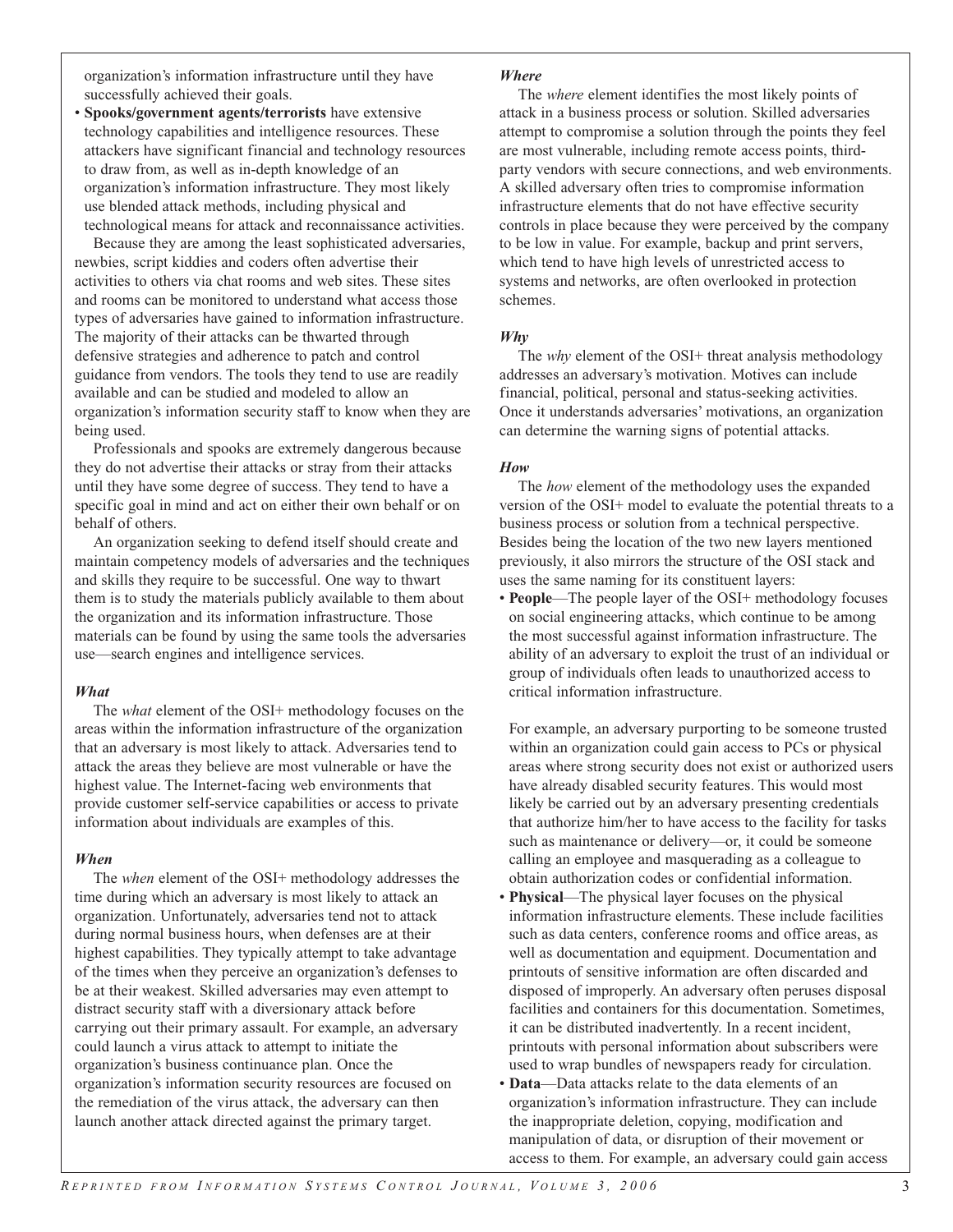organization's information infrastructure until they have successfully achieved their goals.

- **Spooks/government agents/terrorists** have extensive technology capabilities and intelligence resources. These attackers have significant financial and technology resources to draw from, as well as in-depth knowledge of an organization's information infrastructure. They most likely use blended attack methods, including physical and technological means for attack and reconnaissance activities.

Because they are among the least sophisticated adversaries, newbies, script kiddies and coders often advertise their activities to others via chat rooms and web sites. These sites and rooms can be monitored to understand what access those types of adversaries have gained to information infrastructure. The majority of their attacks can be thwarted through defensive strategies and adherence to patch and control guidance from vendors. The tools they tend to use are readily available and can be studied and modeled to allow an organization's information security staff to know when they are being used.

Professionals and spooks are extremely dangerous because they do not advertise their attacks or stray from their attacks until they have some degree of success. They tend to have a specific goal in mind and act on either their own behalf or on behalf of others.

An organization seeking to defend itself should create and maintain competency models of adversaries and the techniques and skills they require to be successful. One way to thwart them is to study the materials publicly available to them about the organization and its information infrastructure. Those materials can be found by using the same tools the adversaries use—search engines and intelligence services.

### *What*

The *what* element of the OSI+ methodology focuses on the areas within the information infrastructure of the organization that an adversary is most likely to attack. Adversaries tend to attack the areas they believe are most vulnerable or have the highest value. The Internet-facing web environments that provide customer self-service capabilities or access to private information about individuals are examples of this.

### *When*

The *when* element of the OSI+ methodology addresses the time during which an adversary is most likely to attack an organization. Unfortunately, adversaries tend not to attack during normal business hours, when defenses are at their highest capabilities. They typically attempt to take advantage of the times when they perceive an organization's defenses to be at their weakest. Skilled adversaries may even attempt to distract security staff with a diversionary attack before carrying out their primary assault. For example, an adversary could launch a virus attack to attempt to initiate the organization's business continuance plan. Once the organization's information security resources are focused on the remediation of the virus attack, the adversary can then launch another attack directed against the primary target.

### *Where*

The *where* element identifies the most likely points of attack in a business process or solution. Skilled adversaries attempt to compromise a solution through the points they feel are most vulnerable, including remote access points, third-party vendors with secure connections, and web environments. A skilled adversary often tries to compromise information infrastructure elements that do not have effective security controls in place because they were perceived by the company to be low in value. For example, backup and print servers, which tend to have high levels of unrestricted access to systems and networks, are often overlooked in protection schemes.

### *Why*

The *why* element of the OSI+ threat analysis methodology addresses an adversary's motivation. Motives can include financial, political, personal and status-seeking activities. Once it understands adversaries' motivations, an organization can determine the warning signs of potential attacks.

### *How*

The *how* element of the methodology uses the expanded version of the OSI+ model to evaluate the potential threats to a business process or solution from a technical perspective. Besides being the location of the two new layers mentioned previously, it also mirrors the structure of the OSI stack and uses the same naming for its constituent layers:

- **People**—The people layer of the OSI+ methodology focuses on social engineering attacks, which continue to be among the most successful against information infrastructure. The ability of an adversary to exploit the trust of an individual or group of individuals often leads to unauthorized access to critical information infrastructure.

  For example, an adversary purporting to be someone trusted within an organization could gain access to PCs or physical areas where strong security does not exist or authorized users have already disabled security features. This would most likely be carried out by an adversary presenting credentials that authorize him/her to have access to the facility for tasks such as maintenance or delivery—or, it could be someone calling an employee and masquerading as a colleague to obtain authorization codes or confidential information.

- **Physical**—The physical layer focuses on the physical information infrastructure elements. These include facilities such as data centers, conference rooms and office areas, as well as documentation and equipment. Documentation and printouts of sensitive information are often discarded and disposed of improperly. An adversary often peruses disposal facilities and containers for this documentation. Sometimes, it can be distributed inadvertently. In a recent incident, printouts with personal information about subscribers were used to wrap bundles of newspapers ready for circulation.
- **Data**—Data attacks relate to the data elements of an organization's information infrastructure. They can include the inappropriate deletion, copying, modification and manipulation of data, or disruption of their movement or access to them. For example, an adversary could gain access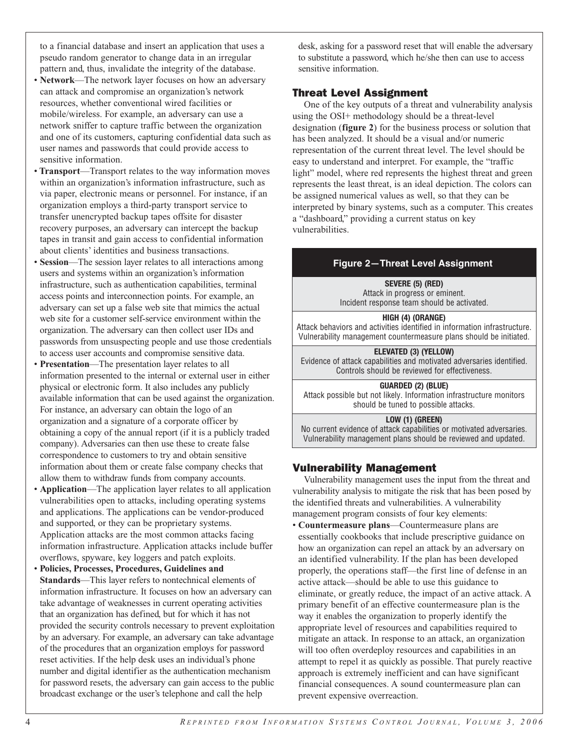to a financial database and insert an application that uses a pseudo random generator to change data in an irregular pattern and, thus, invalidate the integrity of the database.

- **Network**—The network layer focuses on how an adversary can attack and compromise an organization's network resources, whether conventional wired facilities or mobile/wireless. For example, an adversary can use a network sniffer to capture traffic between the organization and one of its customers, capturing confidential data such as user names and passwords that could provide access to sensitive information.
- **Transport**—Transport relates to the way information moves within an organization's information infrastructure, such as via paper, electronic means or personnel. For instance, if an organization employs a third-party transport service to transfer unencrypted backup tapes offsite for disaster recovery purposes, an adversary can intercept the backup tapes in transit and gain access to confidential information about clients' identities and business transactions.
- **Session**—The session layer relates to all interactions among users and systems within an organization's information infrastructure, such as authentication capabilities, terminal access points and interconnection points. For example, an adversary can set up a false web site that mimics the actual web site for a customer self-service environment within the organization. The adversary can then collect user IDs and passwords from unsuspecting people and use those credentials to access user accounts and compromise sensitive data.
- **Presentation**—The presentation layer relates to all information presented to the internal or external user in either physical or electronic form. It also includes any publicly available information that can be used against the organization. For instance, an adversary can obtain the logo of an organization and a signature of a corporate officer by obtaining a copy of the annual report (if it is a publicly traded company). Adversaries can then use these to create false correspondence to customers to try and obtain sensitive information about them or create false company checks that allow them to withdraw funds from company accounts.
- **Application**—The application layer relates to all application vulnerabilities open to attacks, including operating systems and applications. The applications can be vendor-produced and supported, or they can be proprietary systems. Application attacks are the most common attacks facing information infrastructure. Application attacks include buffer overflows, spyware, key loggers and patch exploits.
- **Policies, Processes, Procedures, Guidelines and Standards**—This layer refers to nontechnical elements of information infrastructure. It focuses on how an adversary can take advantage of weaknesses in current operating activities that an organization has defined, but for which it has not provided the security controls necessary to prevent exploitation by an adversary. For example, an adversary can take advantage of the procedures that an organization employs for password reset activities. If the help desk uses an individual's phone number and digital identifier as the authentication mechanism for password resets, the adversary can gain access to the public broadcast exchange or the user's telephone and call the help desk, asking for a password reset that will enable the adversary to substitute a password, which he/she then can use to access sensitive information.

## Threat Level Assignment

One of the key outputs of a threat and vulnerability analysis using the OSI+ methodology should be a threat-level designation (**figure 2**) for the business process or solution that has been analyzed. It should be a visual and/or numeric representation of the current threat level. The level should be easy to understand and interpret. For example, the "traffic light" model, where red represents the highest threat and green represents the least threat, is an ideal depiction. The colors can be assigned numerical values as well, so that they can be interpreted by binary systems, such as a computer. This creates a "dashboard," providing a current status on key vulnerabilities.

| Figure 2—Threat Level Assignment |
| --- |
| **SEVERE (5) (RED)**<br>Attack in progress or eminent.<br>Incident response team should be activated. |
| **HIGH (4) (ORANGE)**<br>Attack behaviors and activities identified in information infrastructure.<br>Vulnerability management countermeasure plans should be initiated. |
| **ELEVATED (3) (YELLOW)**<br>Evidence of attack capabilities and motivated adversaries identified.<br>Controls should be reviewed for effectiveness. |
| **GUARDED (2) (BLUE)**<br>Attack possible but not likely. Information infrastructure monitors should be tuned to possible attacks. |
| **LOW (1) (GREEN)**<br>No current evidence of attack capabilities or motivated adversaries.<br>Vulnerability management plans should be reviewed and updated. |

## Vulnerability Management

Vulnerability management uses the input from the threat and vulnerability analysis to mitigate the risk that has been posed by the identified threats and vulnerabilities. A vulnerability management program consists of four key elements:

- **Countermeasure plans**—Countermeasure plans are essentially cookbooks that include prescriptive guidance on how an organization can repel an attack by an adversary on an identified vulnerability. If the plan has been developed properly, the operations staff—the first line of defense in an active attack—should be able to use this guidance to eliminate, or greatly reduce, the impact of an active attack. A primary benefit of an effective countermeasure plan is the way it enables the organization to properly identify the appropriate level of resources and capabilities required to mitigate an attack. In response to an attack, an organization will too often overdeploy resources and capabilities in an attempt to repel it as quickly as possible. That purely reactive approach is extremely inefficient and can have significant financial consequences. A sound countermeasure plan can prevent expensive overreaction.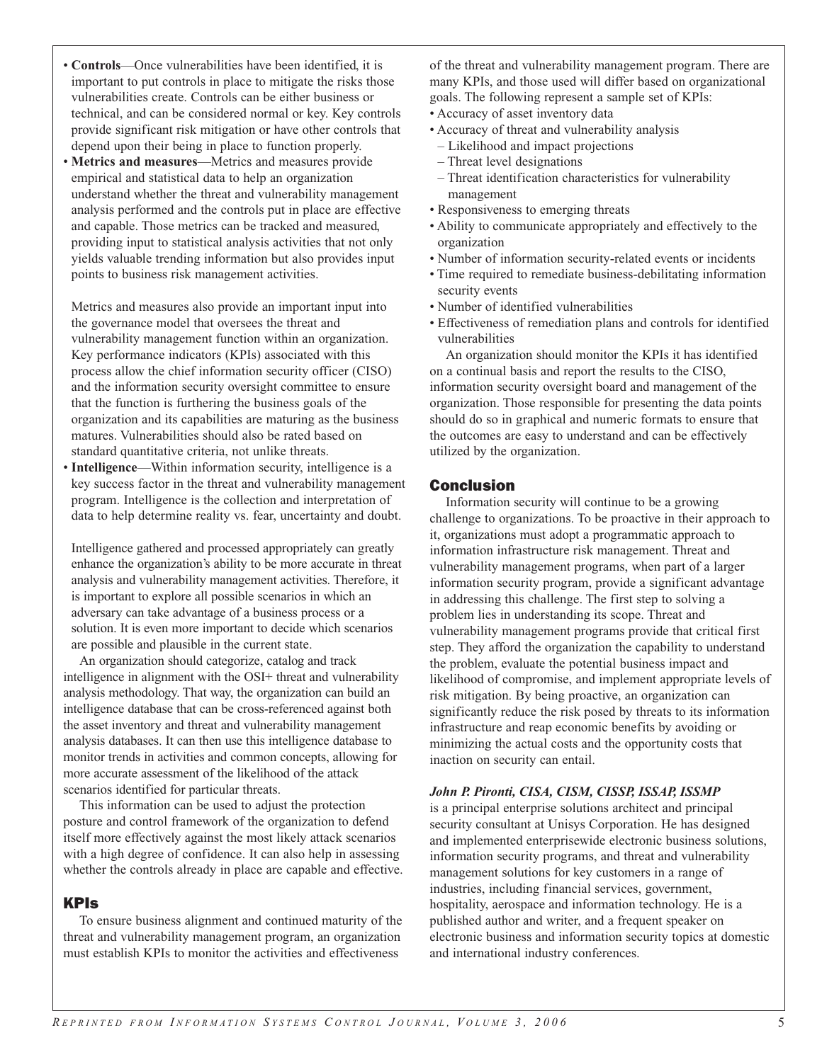- **Controls**—Once vulnerabilities have been identified, it is important to put controls in place to mitigate the risks those vulnerabilities create. Controls can be either business or technical, and can be considered normal or key. Key controls provide significant risk mitigation or have other controls that depend upon their being in place to function properly.
- **Metrics and measures**—Metrics and measures provide empirical and statistical data to help an organization understand whether the threat and vulnerability management analysis performed and the controls put in place are effective and capable. Those metrics can be tracked and measured, providing input to statistical analysis activities that not only yields valuable trending information but also provides input points to business risk management activities.

  Metrics and measures also provide an important input into the governance model that oversees the threat and vulnerability management function within an organization. Key performance indicators (KPIs) associated with this process allow the chief information security officer (CISO) and the information security oversight committee to ensure that the function is furthering the business goals of the organization and its capabilities are maturing as the business matures. Vulnerabilities should also be rated based on standard quantitative criteria, not unlike threats.
- **Intelligence**—Within information security, intelligence is a key success factor in the threat and vulnerability management program. Intelligence is the collection and interpretation of data to help determine reality vs. fear, uncertainty and doubt.

  Intelligence gathered and processed appropriately can greatly enhance the organization's ability to be more accurate in threat analysis and vulnerability management activities. Therefore, it is important to explore all possible scenarios in which an adversary can take advantage of a business process or a solution. It is even more important to decide which scenarios are possible and plausible in the current state.

An organization should categorize, catalog and track intelligence in alignment with the OSI+ threat and vulnerability analysis methodology. That way, the organization can build an intelligence database that can be cross-referenced against both the asset inventory and threat and vulnerability management analysis databases. It can then use this intelligence database to monitor trends in activities and common concepts, allowing for more accurate assessment of the likelihood of the attack scenarios identified for particular threats.

This information can be used to adjust the protection posture and control framework of the organization to defend itself more effectively against the most likely attack scenarios with a high degree of confidence. It can also help in assessing whether the controls already in place are capable and effective.

## KPIs

To ensure business alignment and continued maturity of the threat and vulnerability management program, an organization must establish KPIs to monitor the activities and effectiveness of the threat and vulnerability management program. There are many KPIs, and those used will differ based on organizational goals. The following represent a sample set of KPIs:

- Accuracy of asset inventory data
- Accuracy of threat and vulnerability analysis
  - Likelihood and impact projections
  - Threat level designations
  - Threat identification characteristics for vulnerability management
- Responsiveness to emerging threats
- Ability to communicate appropriately and effectively to the organization
- Number of information security-related events or incidents
- Time required to remediate business-debilitating information security events
- Number of identified vulnerabilities
- Effectiveness of remediation plans and controls for identified vulnerabilities

An organization should monitor the KPIs it has identified on a continual basis and report the results to the CISO, information security oversight board and management of the organization. Those responsible for presenting the data points should do so in graphical and numeric formats to ensure that the outcomes are easy to understand and can be effectively utilized by the organization.

## Conclusion

Information security will continue to be a growing challenge to organizations. To be proactive in their approach to it, organizations must adopt a programmatic approach to information infrastructure risk management. Threat and vulnerability management programs, when part of a larger information security program, provide a significant advantage in addressing this challenge. The first step to solving a problem lies in understanding its scope. Threat and vulnerability management programs provide that critical first step. They afford the organization the capability to understand the problem, evaluate the potential business impact and likelihood of compromise, and implement appropriate levels of risk mitigation. By being proactive, an organization can significantly reduce the risk posed by threats to its information infrastructure and reap economic benefits by avoiding or minimizing the actual costs and the opportunity costs that inaction on security can entail.

***John P. Pironti, CISA, CISM, CISSP, ISSAP, ISSMP***
is a principal enterprise solutions architect and principal security consultant at Unisys Corporation. He has designed and implemented enterprisewide electronic business solutions, information security programs, and threat and vulnerability management solutions for key customers in a range of industries, including financial services, government, hospitality, aerospace and information technology. He is a published author and writer, and a frequent speaker on electronic business and information security topics at domestic and international industry conferences.